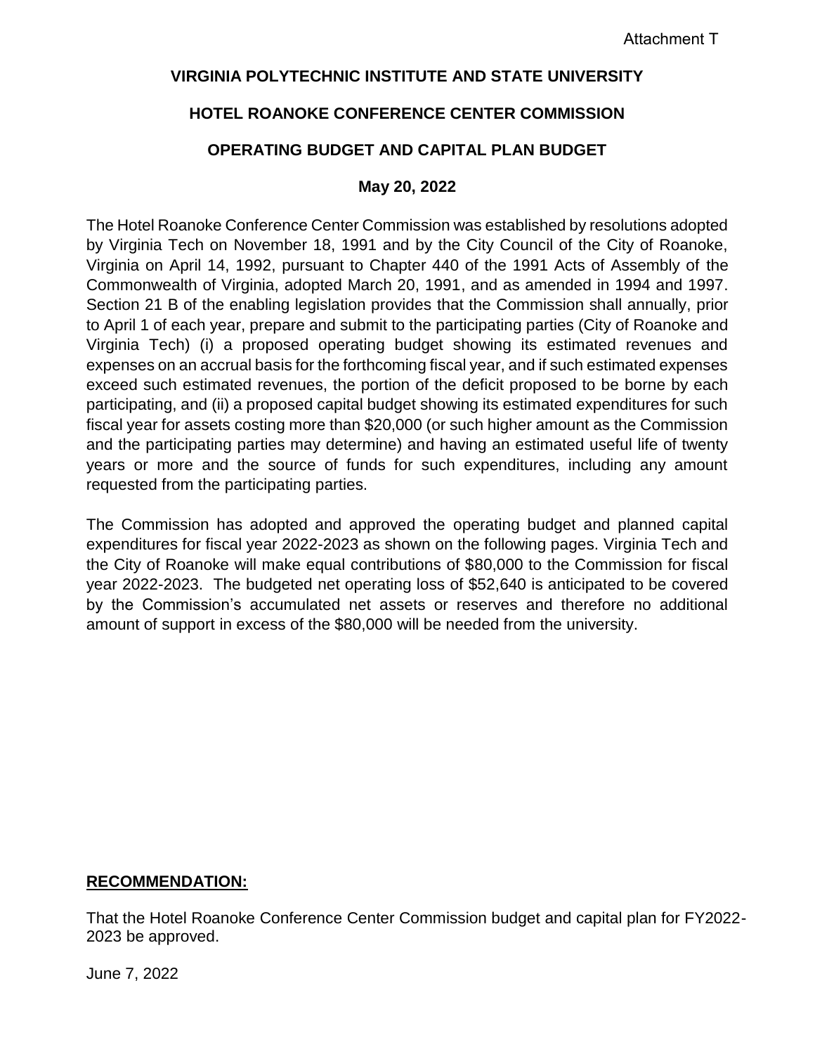Attachment T

**VIRGINIA POLYTECHNIC INSTITUTE AND STATE UNIVERSITY**

**HOTEL ROANOKE CONFERENCE CENTER COMMISSION**

**OPERATING BUDGET AND CAPITAL PLAN BUDGET**

**May 20, 2022**

The Hotel Roanoke Conference Center Commission was established by resolutions adopted by Virginia Tech on November 18, 1991 and by the City Council of the City of Roanoke, Virginia on April 14, 1992, pursuant to Chapter 440 of the 1991 Acts of Assembly of the Commonwealth of Virginia, adopted March 20, 1991, and as amended in 1994 and 1997. Section 21 B of the enabling legislation provides that the Commission shall annually, prior to April 1 of each year, prepare and submit to the participating parties (City of Roanoke and Virginia Tech) (i) a proposed operating budget showing its estimated revenues and expenses on an accrual basis for the forthcoming fiscal year, and if such estimated expenses exceed such estimated revenues, the portion of the deficit proposed to be borne by each participating, and (ii) a proposed capital budget showing its estimated expenditures for such fiscal year for assets costing more than $20,000 (or such higher amount as the Commission and the participating parties may determine) and having an estimated useful life of twenty years or more and the source of funds for such expenditures, including any amount requested from the participating parties.

The Commission has adopted and approved the operating budget and planned capital expenditures for fiscal year 2022-2023 as shown on the following pages. Virginia Tech and the City of Roanoke will make equal contributions of $80,000 to the Commission for fiscal year 2022-2023. The budgeted net operating loss of $52,640 is anticipated to be covered by the Commission's accumulated net assets or reserves and therefore no additional amount of support in excess of the $80,000 will be needed from the university.

**RECOMMENDATION:**

That the Hotel Roanoke Conference Center Commission budget and capital plan for FY2022-2023 be approved.

June 7, 2022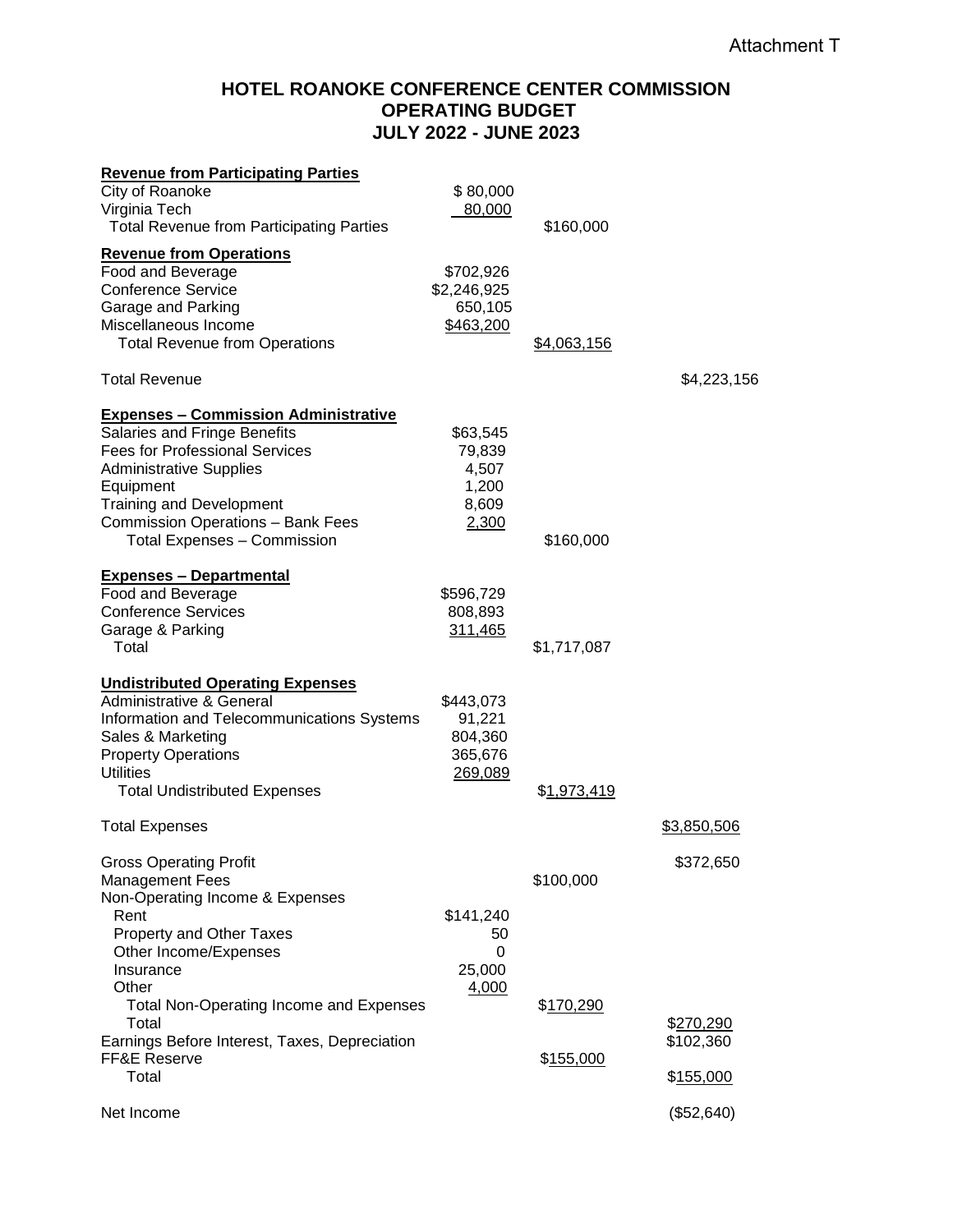Attachment T

# HOTEL ROANOKE CONFERENCE CENTER COMMISSION
## OPERATING BUDGET
## JULY 2022 - JUNE 2023

| | | | |
|---|---|---|---|
| **Revenue from Participating Parties** | | | |
| City of Roanoke | $ 80,000 | | |
| Virginia Tech | 80,000 | | |
| Total Revenue from Participating Parties | | $160,000 | |
| **Revenue from Operations** | | | |
| Food and Beverage | $702,926 | | |
| Conference Service | $2,246,925 | | |
| Garage and Parking | 650,105 | | |
| Miscellaneous Income | $463,200 | | |
| Total Revenue from Operations | | $4,063,156 | |
| Total Revenue | | | $4,223,156 |
| **Expenses – Commission Administrative** | | | |
| Salaries and Fringe Benefits | $63,545 | | |
| Fees for Professional Services | 79,839 | | |
| Administrative Supplies | 4,507 | | |
| Equipment | 1,200 | | |
| Training and Development | 8,609 | | |
| Commission Operations – Bank Fees | 2,300 | | |
| Total Expenses – Commission | | $160,000 | |
| **Expenses – Departmental** | | | |
| Food and Beverage | $596,729 | | |
| Conference Services | 808,893 | | |
| Garage & Parking | 311,465 | | |
| Total | | $1,717,087 | |
| **Undistributed Operating Expenses** | | | |
| Administrative & General | $443,073 | | |
| Information and Telecommunications Systems | 91,221 | | |
| Sales & Marketing | 804,360 | | |
| Property Operations | 365,676 | | |
| Utilities | 269,089 | | |
| Total Undistributed Expenses | | $1,973,419 | |
| Total Expenses | | | $3,850,506 |
| Gross Operating Profit | | | $372,650 |
| Management Fees | | $100,000 | |
| Non-Operating Income & Expenses | | | |
| Rent | $141,240 | | |
| Property and Other Taxes | 50 | | |
| Other Income/Expenses | 0 | | |
| Insurance | 25,000 | | |
| Other | 4,000 | | |
| Total Non-Operating Income and Expenses | | $170,290 | |
| Total | | | $270,290 |
| Earnings Before Interest, Taxes, Depreciation | | | $102,360 |
| FF&E Reserve | | $155,000 | |
| Total | | | $155,000 |
| Net Income | | | ($52,640) |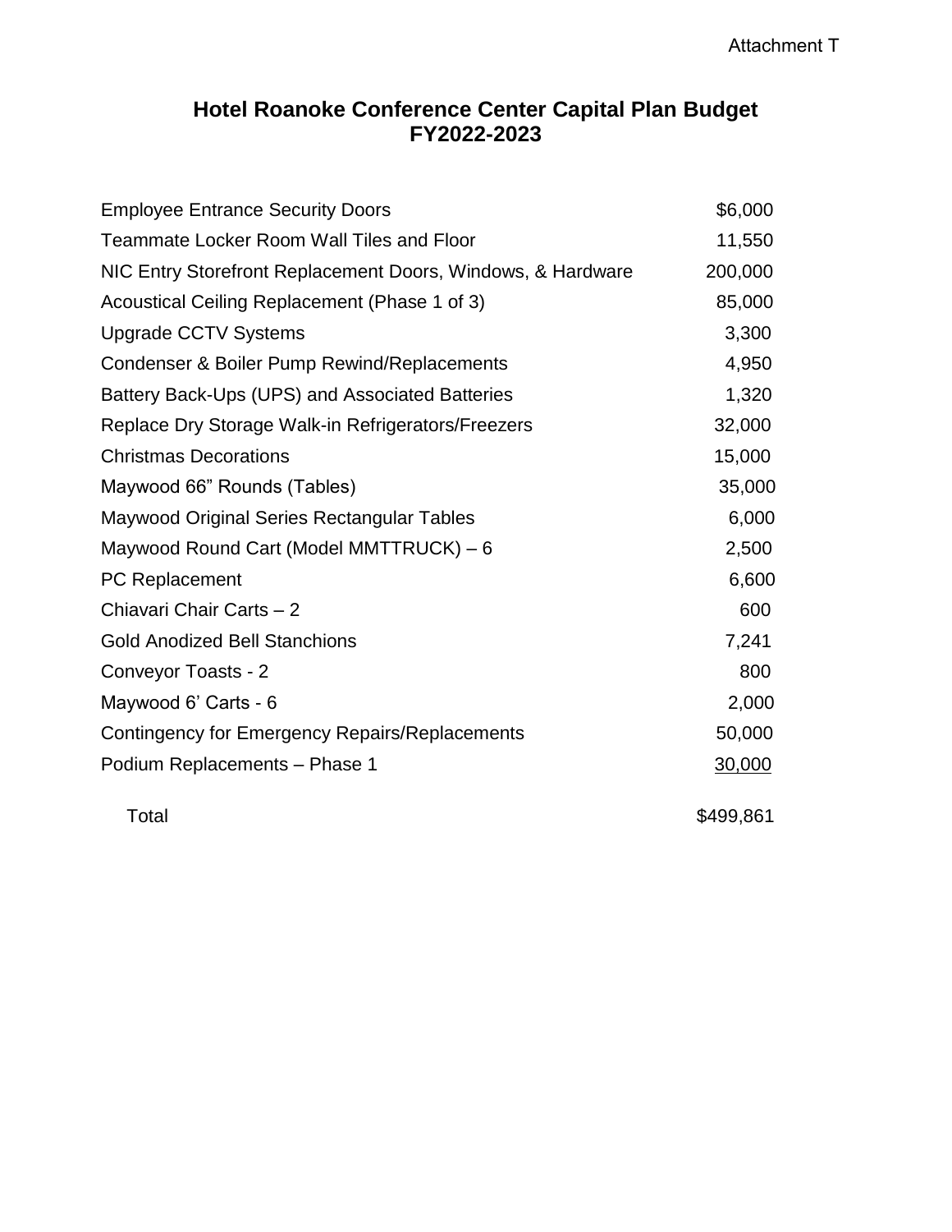Attachment T

## Hotel Roanoke Conference Center Capital Plan Budget
## FY2022-2023

| | |
|---|---|
| Employee Entrance Security Doors | $6,000 |
| Teammate Locker Room Wall Tiles and Floor | 11,550 |
| NIC Entry Storefront Replacement Doors, Windows, & Hardware | 200,000 |
| Acoustical Ceiling Replacement (Phase 1 of 3) | 85,000 |
| Upgrade CCTV Systems | 3,300 |
| Condenser & Boiler Pump Rewind/Replacements | 4,950 |
| Battery Back-Ups (UPS) and Associated Batteries | 1,320 |
| Replace Dry Storage Walk-in Refrigerators/Freezers | 32,000 |
| Christmas Decorations | 15,000 |
| Maywood 66" Rounds (Tables) | 35,000 |
| Maywood Original Series Rectangular Tables | 6,000 |
| Maywood Round Cart (Model MMTTRUCK) – 6 | 2,500 |
| PC Replacement | 6,600 |
| Chiavari Chair Carts – 2 | 600 |
| Gold Anodized Bell Stanchions | 7,241 |
| Conveyor Toasts - 2 | 800 |
| Maywood 6' Carts - 6 | 2,000 |
| Contingency for Emergency Repairs/Replacements | 50,000 |
| Podium Replacements – Phase 1 | 30,000 |
| Total | $499,861 |